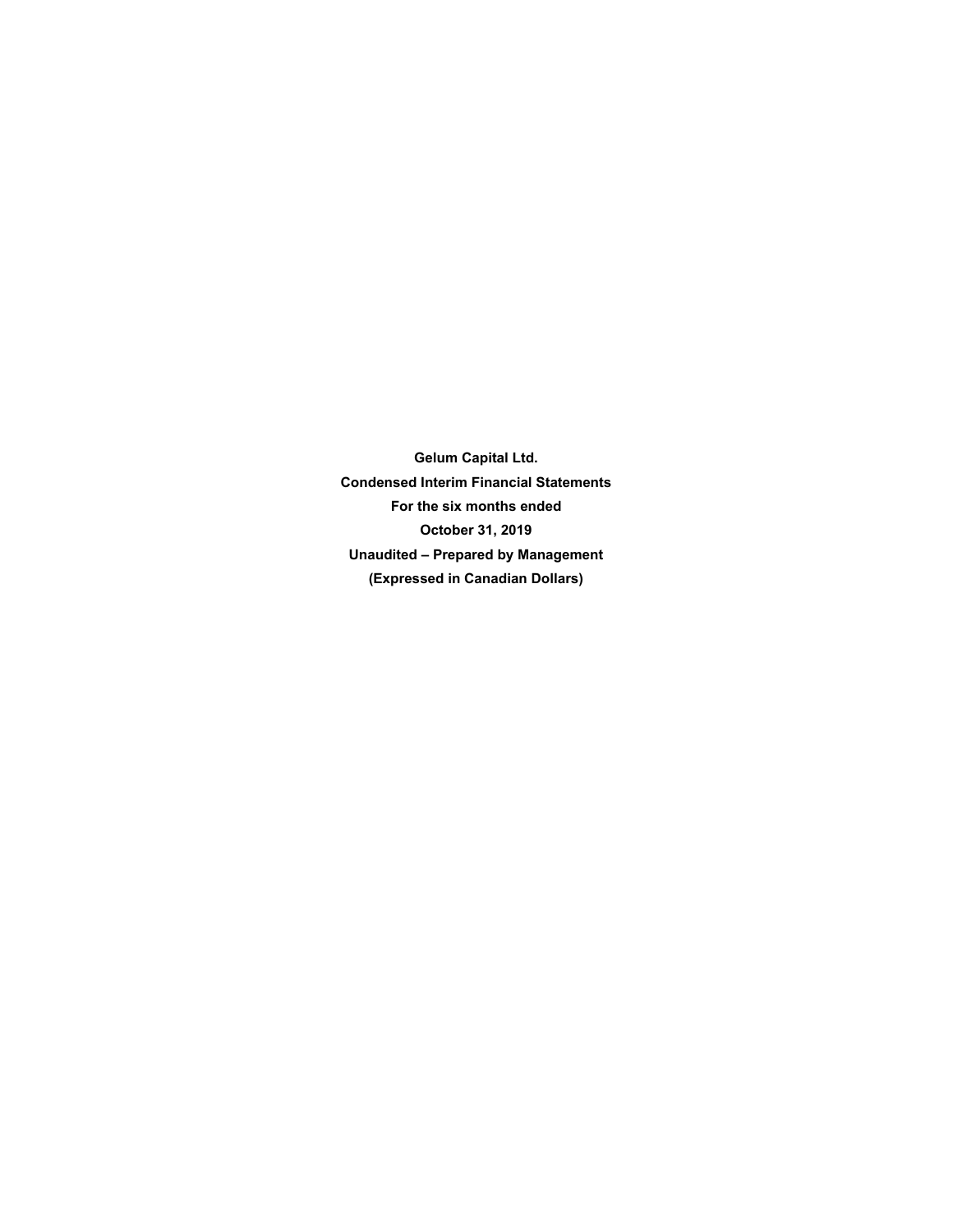**Gelum Capital Ltd.**

**Condensed Interim Financial Statements**

**For the six months ended**

**October 31, 2019**

**Unaudited – Prepared by Management**

**(Expressed in Canadian Dollars)**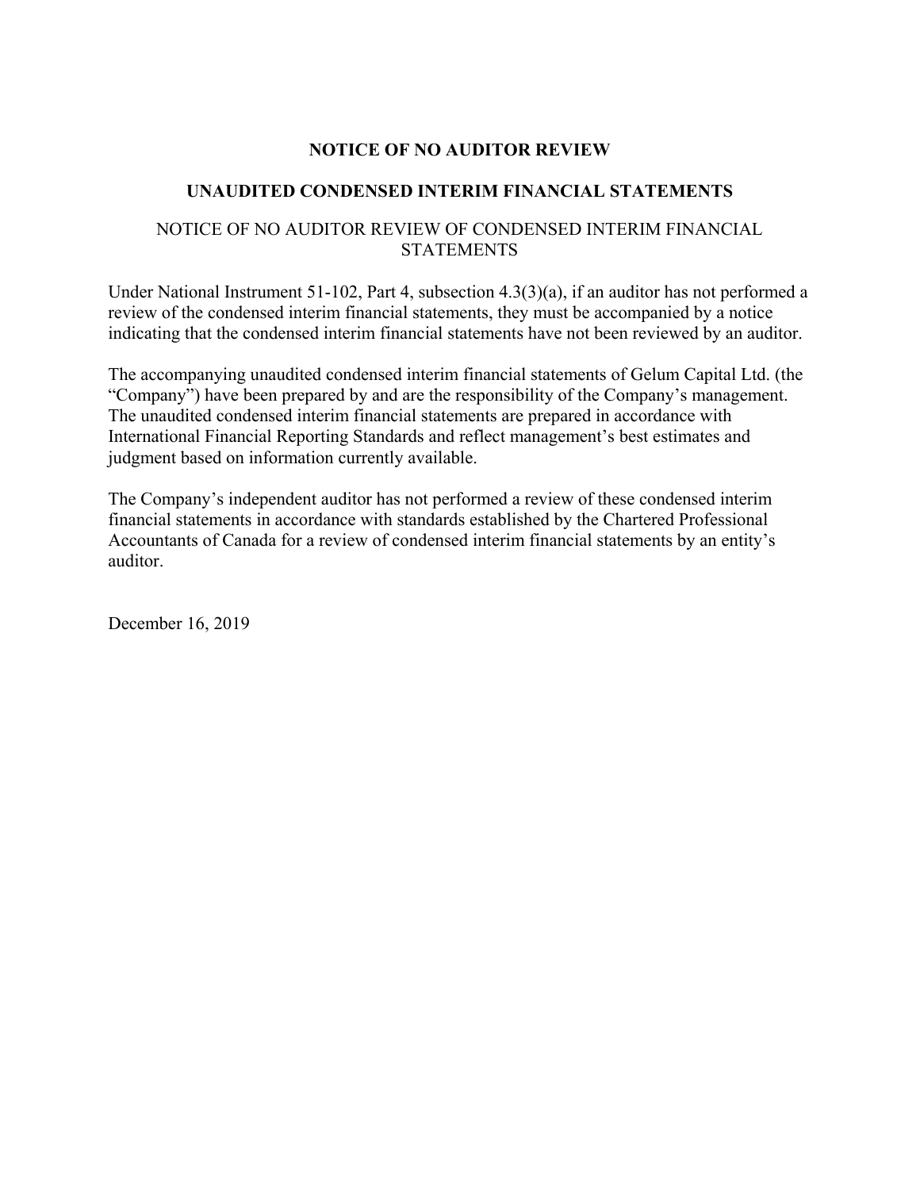**NOTICE OF NO AUDITOR REVIEW**

**UNAUDITED CONDENSED INTERIM FINANCIAL STATEMENTS**

NOTICE OF NO AUDITOR REVIEW OF CONDENSED INTERIM FINANCIAL STATEMENTS

Under National Instrument 51-102, Part 4, subsection 4.3(3)(a), if an auditor has not performed a review of the condensed interim financial statements, they must be accompanied by a notice indicating that the condensed interim financial statements have not been reviewed by an auditor.

The accompanying unaudited condensed interim financial statements of Gelum Capital Ltd. (the "Company") have been prepared by and are the responsibility of the Company's management. The unaudited condensed interim financial statements are prepared in accordance with International Financial Reporting Standards and reflect management's best estimates and judgment based on information currently available.

The Company's independent auditor has not performed a review of these condensed interim financial statements in accordance with standards established by the Chartered Professional Accountants of Canada for a review of condensed interim financial statements by an entity's auditor.

December 16, 2019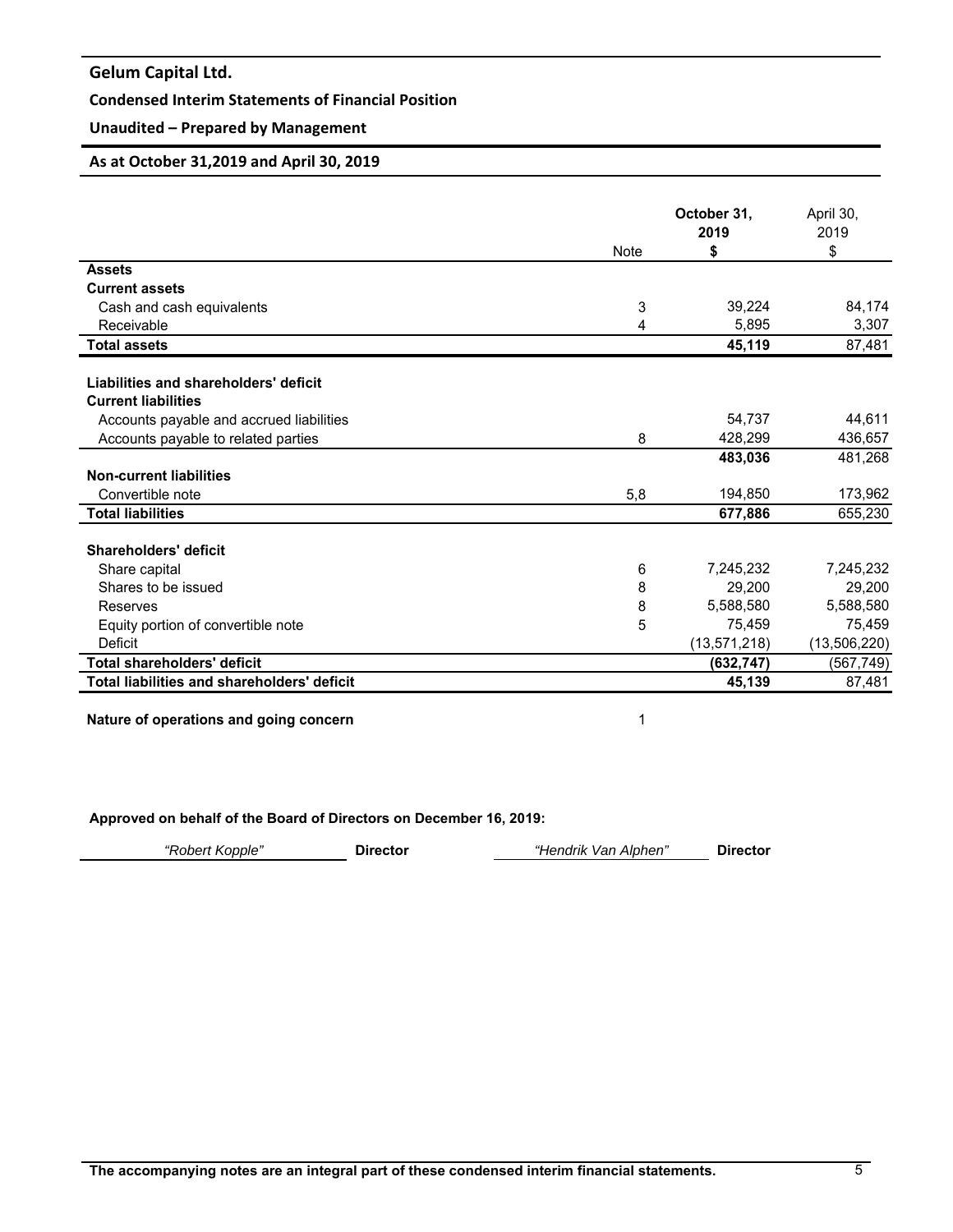## Gelum Capital Ltd.

### Condensed Interim Statements of Financial Position

### Unaudited – Prepared by Management

### As at October 31,2019 and April 30, 2019

| | Note | October 31, 2019 $ | April 30, 2019 $ |
|---|---|---|---|
| **Assets** | | | |
| **Current assets** | | | |
| Cash and cash equivalents | 3 | 39,224 | 84,174 |
| Receivable | 4 | 5,895 | 3,307 |
| **Total assets** | | **45,119** | 87,481 |
| | | | |
| **Liabilities and shareholders' deficit** | | | |
| **Current liabilities** | | | |
| Accounts payable and accrued liabilities | | 54,737 | 44,611 |
| Accounts payable to related parties | 8 | 428,299 | 436,657 |
| | | **483,036** | 481,268 |
| **Non-current liabilities** | | | |
| Convertible note | 5,8 | 194,850 | 173,962 |
| **Total liabilities** | | **677,886** | 655,230 |
| | | | |
| **Shareholders' deficit** | | | |
| Share capital | 6 | 7,245,232 | 7,245,232 |
| Shares to be issued | 8 | 29,200 | 29,200 |
| Reserves | 8 | 5,588,580 | 5,588,580 |
| Equity portion of convertible note | 5 | 75,459 | 75,459 |
| Deficit | | (13,571,218) | (13,506,220) |
| **Total shareholders' deficit** | | **(632,747)** | (567,749) |
| **Total liabilities and shareholders' deficit** | | **45,139** | 87,481 |

**Nature of operations and going concern** 1

**Approved on behalf of the Board of Directors on December 16, 2019:**

*"Robert Kopple"* **Director** *"Hendrik Van Alphen"* **Director**

**The accompanying notes are an integral part of these condensed interim financial statements.**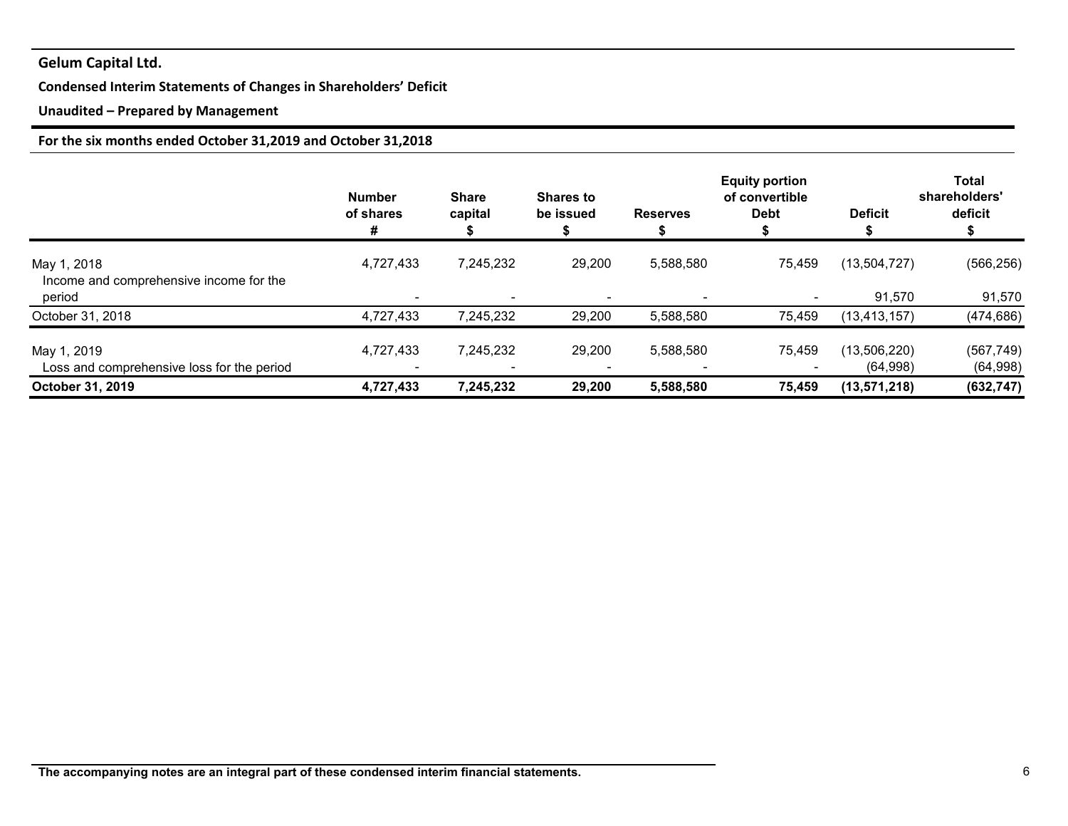**Gelum Capital Ltd.**

**Condensed Interim Statements of Changes in Shareholders' Deficit**

**Unaudited – Prepared by Management**

**For the six months ended October 31,2019 and October 31,2018**

| | Number of shares # | Share capital $ | Shares to be issued $ | Reserves $ | Equity portion of convertible Debt $ | Deficit $ | Total shareholders' deficit $ |
|---|---|---|---|---|---|---|---|
| May 1, 2018 | 4,727,433 | 7,245,232 | 29,200 | 5,588,580 | 75,459 | (13,504,727) | (566,256) |
| Income and comprehensive income for the period | - | - | - | - | - | 91,570 | 91,570 |
| October 31, 2018 | 4,727,433 | 7,245,232 | 29,200 | 5,588,580 | 75,459 | (13,413,157) | (474,686) |
| May 1, 2019 | 4,727,433 | 7,245,232 | 29,200 | 5,588,580 | 75,459 | (13,506,220) | (567,749) |
| Loss and comprehensive loss for the period | - | - | - | - | - | (64,998) | (64,998) |
| **October 31, 2019** | **4,727,433** | **7,245,232** | **29,200** | **5,588,580** | **75,459** | **(13,571,218)** | **(632,747)** |

**The accompanying notes are an integral part of these condensed interim financial statements.**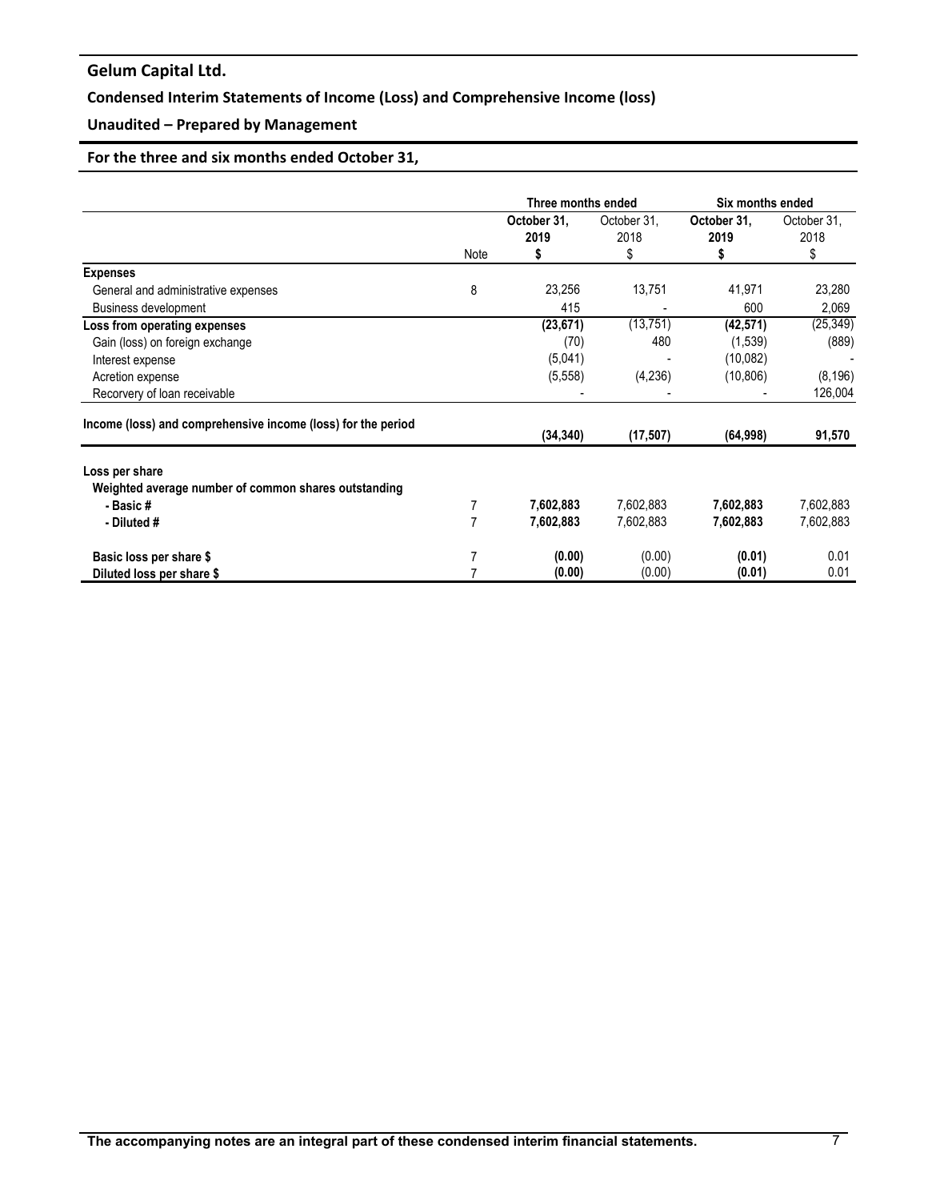# Gelum Capital Ltd.

## Condensed Interim Statements of Income (Loss) and Comprehensive Income (loss)

### Unaudited – Prepared by Management

### For the three and six months ended October 31,

| | Note | Three months ended | | Six months ended | |
|---|---|---|---|---|---|
| | | **October 31, 2019** | October 31, 2018 | **October 31, 2019** | October 31, 2018 |
| | | **$** | $ | **$** | $ |
| **Expenses** | | | | | |
| General and administrative expenses | 8 | 23,256 | 13,751 | 41,971 | 23,280 |
| Business development | | 415 | - | 600 | 2,069 |
| **Loss from operating expenses** | | **(23,671)** | (13,751) | **(42,571)** | (25,349) |
| Gain (loss) on foreign exchange | | (70) | 480 | (1,539) | (889) |
| Interest expense | | (5,041) | - | (10,082) | - |
| Acretion expense | | (5,558) | (4,236) | (10,806) | (8,196) |
| Recorvery of loan receivable | | - | - | - | 126,004 |
| **Income (loss) and comprehensive income (loss) for the period** | | **(34,340)** | **(17,507)** | **(64,998)** | **91,570** |
| **Loss per share** | | | | | |
| **Weighted average number of common shares outstanding** | | | | | |
| **- Basic #** | 7 | **7,602,883** | 7,602,883 | **7,602,883** | 7,602,883 |
| **- Diluted #** | 7 | **7,602,883** | 7,602,883 | **7,602,883** | 7,602,883 |
| **Basic loss per share $** | 7 | **(0.00)** | (0.00) | **(0.01)** | 0.01 |
| **Diluted loss per share $** | 7 | **(0.00)** | (0.00) | **(0.01)** | 0.01 |

**The accompanying notes are an integral part of these condensed interim financial statements.**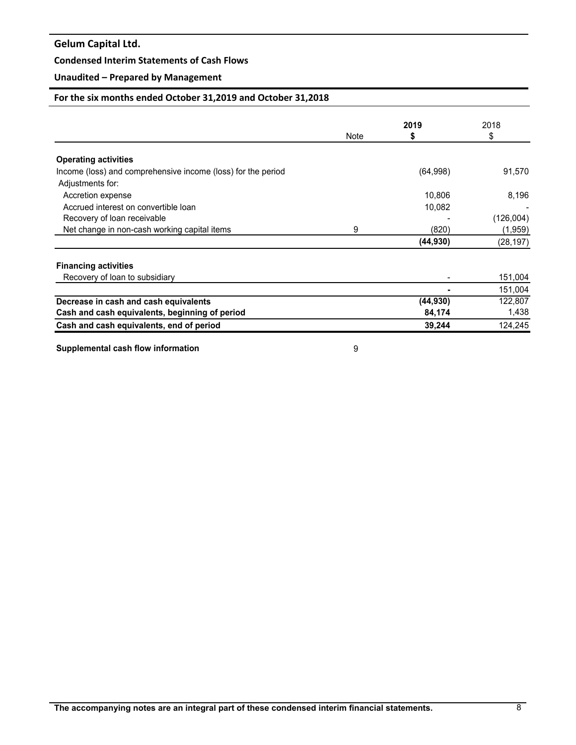# Gelum Capital Ltd.

## Condensed Interim Statements of Cash Flows

## Unaudited – Prepared by Management

## For the six months ended October 31,2019 and October 31,2018

| | Note | **2019** **$** | 2018 $ |
|---|---|---|---|
| **Operating activities** | | | |
| Income (loss) and comprehensive income (loss) for the period | | (64,998) | 91,570 |
| Adjustments for: | | | |
| Accretion expense | | 10,806 | 8,196 |
| Accrued interest on convertible loan | | 10,082 | - |
| Recovery of loan receivable | | - | (126,004) |
| Net change in non-cash working capital items | 9 | (820) | (1,959) |
| | | **(44,930)** | (28,197) |
| **Financing activities** | | | |
| Recovery of loan to subsidiary | | - | 151,004 |
| | | **-** | 151,004 |
| **Decrease in cash and cash equivalents** | | **(44,930)** | 122,807 |
| **Cash and cash equivalents, beginning of period** | | **84,174** | 1,438 |
| **Cash and cash equivalents, end of period** | | **39,244** | 124,245 |

**Supplemental cash flow information** 9

**The accompanying notes are an integral part of these condensed interim financial statements.**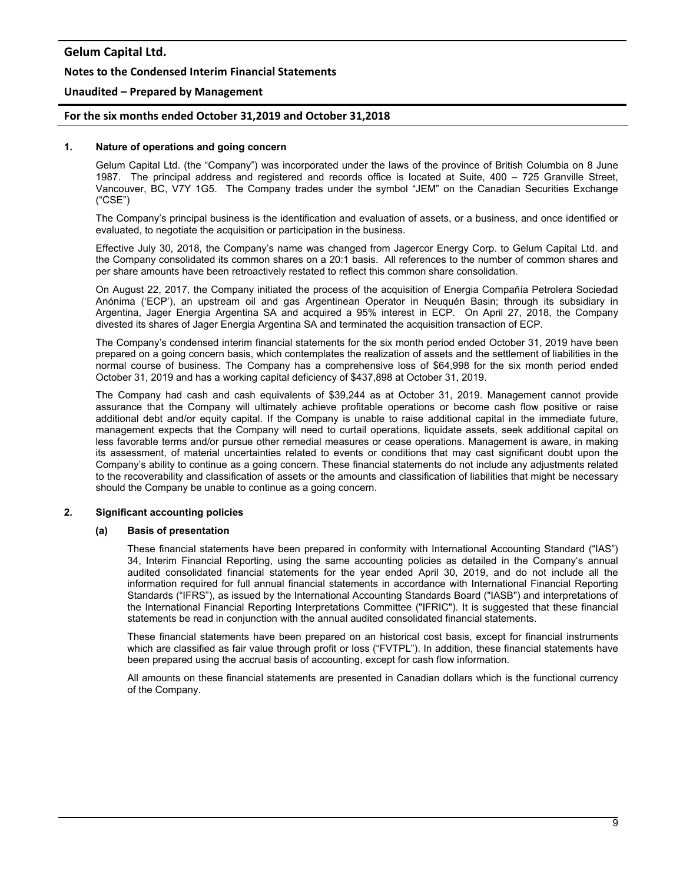## 1. Nature of operations and going concern

Gelum Capital Ltd. (the "Company") was incorporated under the laws of the province of British Columbia on 8 June 1987. The principal address and registered and records office is located at Suite, 400 – 725 Granville Street, Vancouver, BC, V7Y 1G5. The Company trades under the symbol "JEM" on the Canadian Securities Exchange ("CSE")

The Company's principal business is the identification and evaluation of assets, or a business, and once identified or evaluated, to negotiate the acquisition or participation in the business.

Effective July 30, 2018, the Company's name was changed from Jagercor Energy Corp. to Gelum Capital Ltd. and the Company consolidated its common shares on a 20:1 basis. All references to the number of common shares and per share amounts have been retroactively restated to reflect this common share consolidation.

On August 22, 2017, the Company initiated the process of the acquisition of Energia Compañía Petrolera Sociedad Anónima ('ECP'), an upstream oil and gas Argentinean Operator in Neuquén Basin; through its subsidiary in Argentina, Jager Energia Argentina SA and acquired a 95% interest in ECP. On April 27, 2018, the Company divested its shares of Jager Energia Argentina SA and terminated the acquisition transaction of ECP.

The Company's condensed interim financial statements for the six month period ended October 31, 2019 have been prepared on a going concern basis, which contemplates the realization of assets and the settlement of liabilities in the normal course of business. The Company has a comprehensive loss of $64,998 for the six month period ended October 31, 2019 and has a working capital deficiency of $437,898 at October 31, 2019.

The Company had cash and cash equivalents of $39,244 as at October 31, 2019. Management cannot provide assurance that the Company will ultimately achieve profitable operations or become cash flow positive or raise additional debt and/or equity capital. If the Company is unable to raise additional capital in the immediate future, management expects that the Company will need to curtail operations, liquidate assets, seek additional capital on less favorable terms and/or pursue other remedial measures or cease operations. Management is aware, in making its assessment, of material uncertainties related to events or conditions that may cast significant doubt upon the Company's ability to continue as a going concern. These financial statements do not include any adjustments related to the recoverability and classification of assets or the amounts and classification of liabilities that might be necessary should the Company be unable to continue as a going concern.

## 2. Significant accounting policies

### (a) Basis of presentation

These financial statements have been prepared in conformity with International Accounting Standard ("IAS") 34, Interim Financial Reporting, using the same accounting policies as detailed in the Company's annual audited consolidated financial statements for the year ended April 30, 2019, and do not include all the information required for full annual financial statements in accordance with International Financial Reporting Standards ("IFRS"), as issued by the International Accounting Standards Board ("IASB") and interpretations of the International Financial Reporting Interpretations Committee ("IFRIC"). It is suggested that these financial statements be read in conjunction with the annual audited consolidated financial statements.

These financial statements have been prepared on an historical cost basis, except for financial instruments which are classified as fair value through profit or loss ("FVTPL"). In addition, these financial statements have been prepared using the accrual basis of accounting, except for cash flow information.

All amounts on these financial statements are presented in Canadian dollars which is the functional currency of the Company.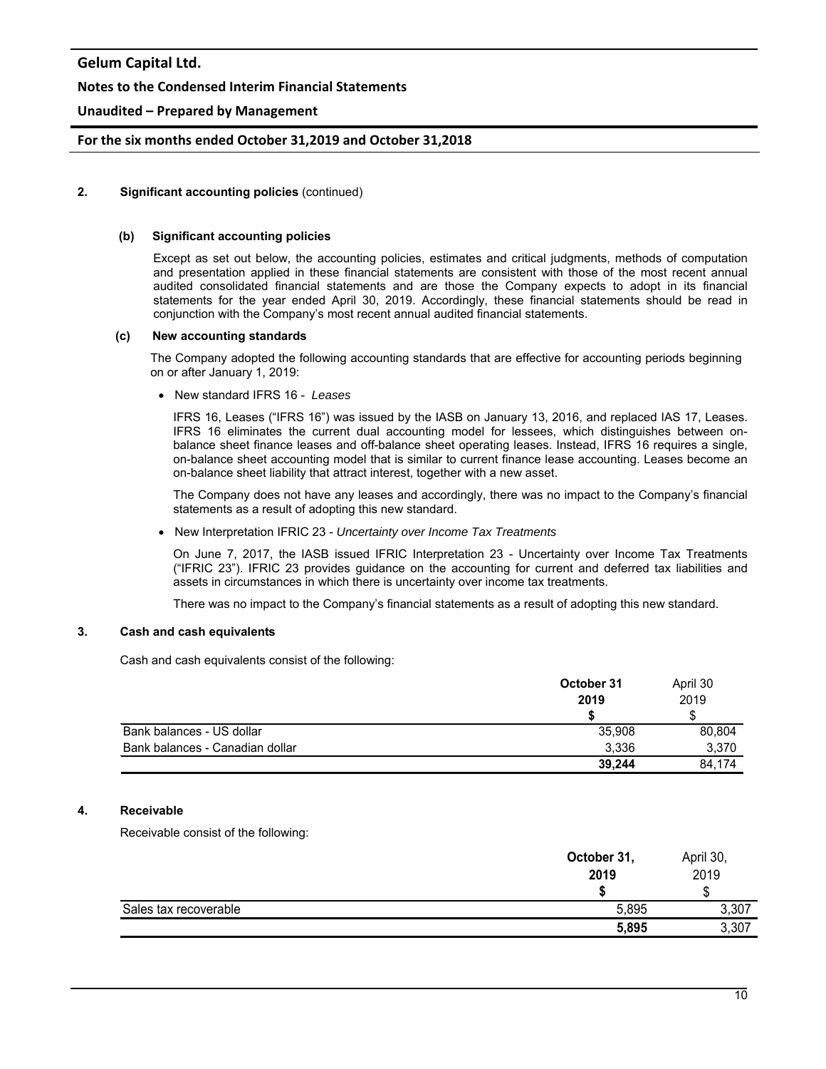## 2. Significant accounting policies (continued)

### (b) Significant accounting policies

Except as set out below, the accounting policies, estimates and critical judgments, methods of computation and presentation applied in these financial statements are consistent with those of the most recent annual audited consolidated financial statements and are those the Company expects to adopt in its financial statements for the year ended April 30, 2019. Accordingly, these financial statements should be read in conjunction with the Company's most recent annual audited financial statements.

### (c) New accounting standards

The Company adopted the following accounting standards that are effective for accounting periods beginning on or after January 1, 2019:

- New standard IFRS 16 - *Leases*

IFRS 16, Leases ("IFRS 16") was issued by the IASB on January 13, 2016, and replaced IAS 17, Leases. IFRS 16 eliminates the current dual accounting model for lessees, which distinguishes between on-balance sheet finance leases and off-balance sheet operating leases. Instead, IFRS 16 requires a single, on-balance sheet accounting model that is similar to current finance lease accounting. Leases become an on-balance sheet liability that attract interest, together with a new asset.

The Company does not have any leases and accordingly, there was no impact to the Company's financial statements as a result of adopting this new standard.

- New Interpretation IFRIC 23 - *Uncertainty over Income Tax Treatments*

On June 7, 2017, the IASB issued IFRIC Interpretation 23 - Uncertainty over Income Tax Treatments ("IFRIC 23"). IFRIC 23 provides guidance on the accounting for current and deferred tax liabilities and assets in circumstances in which there is uncertainty over income tax treatments.

There was no impact to the Company's financial statements as a result of adopting this new standard.

## 3. Cash and cash equivalents

Cash and cash equivalents consist of the following:

| | **October 31 2019** | April 30 2019 |
|---|---|---|
| | **$** | $ |
| Bank balances - US dollar | 35,908 | 80,804 |
| Bank balances - Canadian dollar | 3,336 | 3,370 |
| | **39,244** | 84,174 |

## 4. Receivable

Receivable consist of the following:

| | **October 31, 2019** | April 30, 2019 |
|---|---|---|
| | **$** | $ |
| Sales tax recoverable | 5,895 | 3,307 |
| | **5,895** | 3,307 |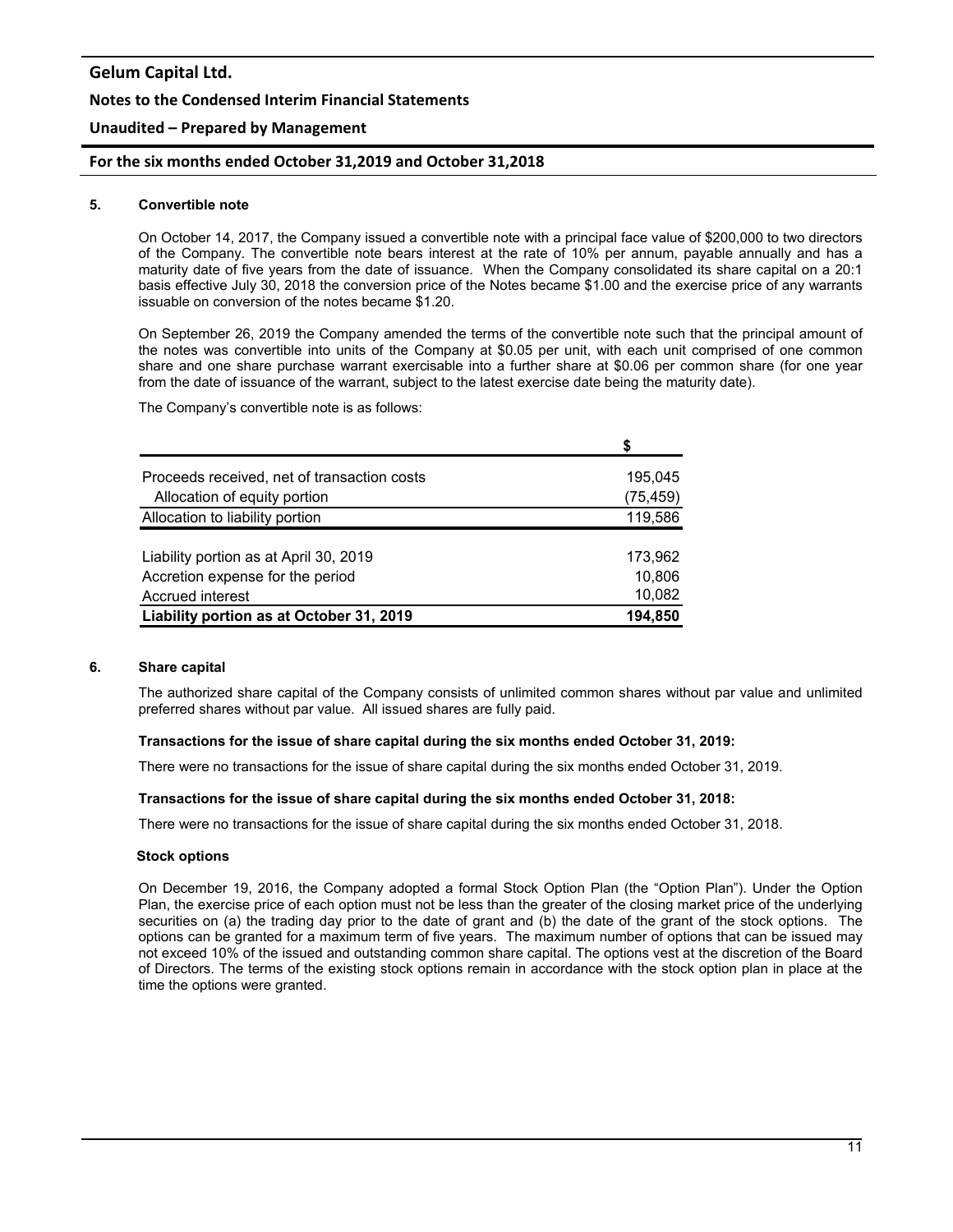## 5. Convertible note

On October 14, 2017, the Company issued a convertible note with a principal face value of $200,000 to two directors of the Company. The convertible note bears interest at the rate of 10% per annum, payable annually and has a maturity date of five years from the date of issuance. When the Company consolidated its share capital on a 20:1 basis effective July 30, 2018 the conversion price of the Notes became $1.00 and the exercise price of any warrants issuable on conversion of the notes became $1.20.

On September 26, 2019 the Company amended the terms of the convertible note such that the principal amount of the notes was convertible into units of the Company at $0.05 per unit, with each unit comprised of one common share and one share purchase warrant exercisable into a further share at $0.06 per common share (for one year from the date of issuance of the warrant, subject to the latest exercise date being the maturity date).

The Company's convertible note is as follows:

| | $ |
|---|---|
| Proceeds received, net of transaction costs | 195,045 |
| Allocation of equity portion | (75,459) |
| Allocation to liability portion | 119,586 |
| | |
| Liability portion as at April 30, 2019 | 173,962 |
| Accretion expense for the period | 10,806 |
| Accrued interest | 10,082 |
| **Liability portion as at October 31, 2019** | **194,850** |

## 6. Share capital

The authorized share capital of the Company consists of unlimited common shares without par value and unlimited preferred shares without par value. All issued shares are fully paid.

**Transactions for the issue of share capital during the six months ended October 31, 2019:**

There were no transactions for the issue of share capital during the six months ended October 31, 2019.

**Transactions for the issue of share capital during the six months ended October 31, 2018:**

There were no transactions for the issue of share capital during the six months ended October 31, 2018.

**Stock options**

On December 19, 2016, the Company adopted a formal Stock Option Plan (the "Option Plan"). Under the Option Plan, the exercise price of each option must not be less than the greater of the closing market price of the underlying securities on (a) the trading day prior to the date of grant and (b) the date of the grant of the stock options. The options can be granted for a maximum term of five years. The maximum number of options that can be issued may not exceed 10% of the issued and outstanding common share capital. The options vest at the discretion of the Board of Directors. The terms of the existing stock options remain in accordance with the stock option plan in place at the time the options were granted.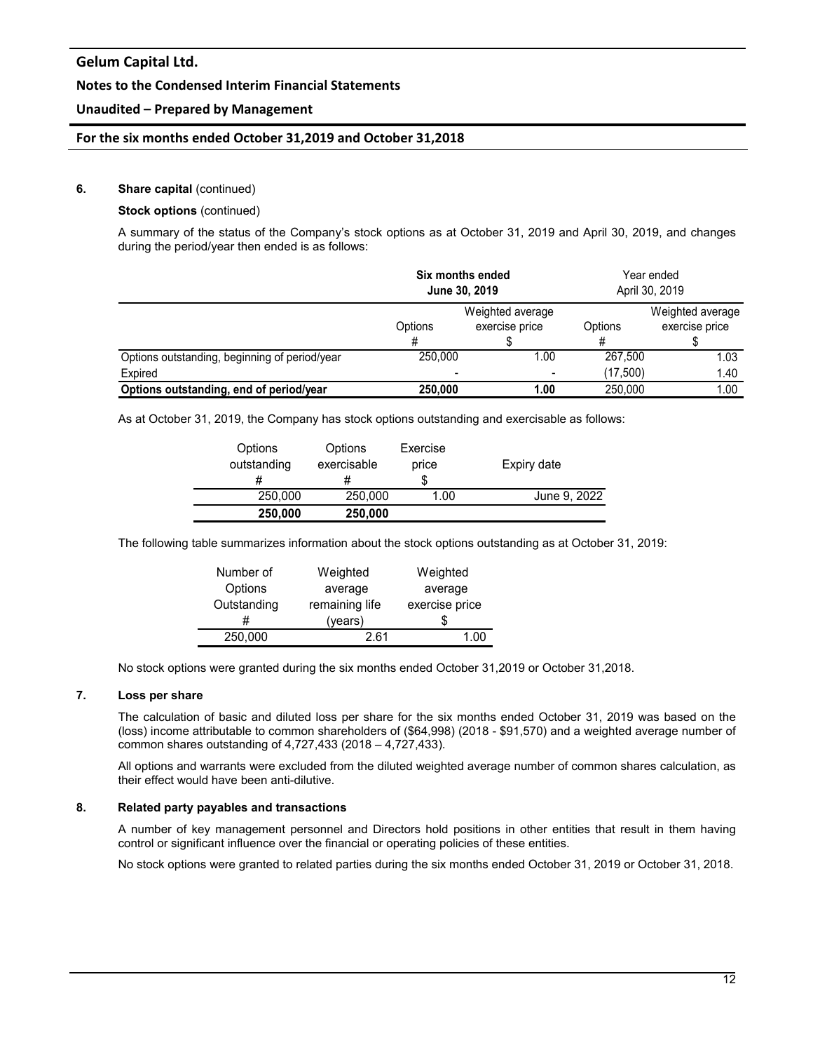**6. Share capital** (continued)

**Stock options** (continued)

A summary of the status of the Company's stock options as at October 31, 2019 and April 30, 2019, and changes during the period/year then ended is as follows:

| | **Six months ended June 30, 2019** | | Year ended April 30, 2019 | |
|---|---|---|---|---|
| | Options # | Weighted average exercise price $ | Options # | Weighted average exercise price $ |
| Options outstanding, beginning of period/year | 250,000 | 1.00 | 267,500 | 1.03 |
| Expired | - | - | (17,500) | 1.40 |
| **Options outstanding, end of period/year** | **250,000** | **1.00** | 250,000 | 1.00 |

As at October 31, 2019, the Company has stock options outstanding and exercisable as follows:

| Options outstanding # | Options exercisable # | Exercise price $ | Expiry date |
|---|---|---|---|
| 250,000 | 250,000 | 1.00 | June 9, 2022 |
| **250,000** | **250,000** | | |

The following table summarizes information about the stock options outstanding as at October 31, 2019:

| Number of Options Outstanding # | Weighted average remaining life (years) | Weighted average exercise price $ |
|---|---|---|
| 250,000 | 2.61 | 1.00 |

No stock options were granted during the six months ended October 31,2019 or October 31,2018.

**7. Loss per share**

The calculation of basic and diluted loss per share for the six months ended October 31, 2019 was based on the (loss) income attributable to common shareholders of ($64,998) (2018 - $91,570) and a weighted average number of common shares outstanding of 4,727,433 (2018 – 4,727,433).

All options and warrants were excluded from the diluted weighted average number of common shares calculation, as their effect would have been anti-dilutive.

**8. Related party payables and transactions**

A number of key management personnel and Directors hold positions in other entities that result in them having control or significant influence over the financial or operating policies of these entities.

No stock options were granted to related parties during the six months ended October 31, 2019 or October 31, 2018.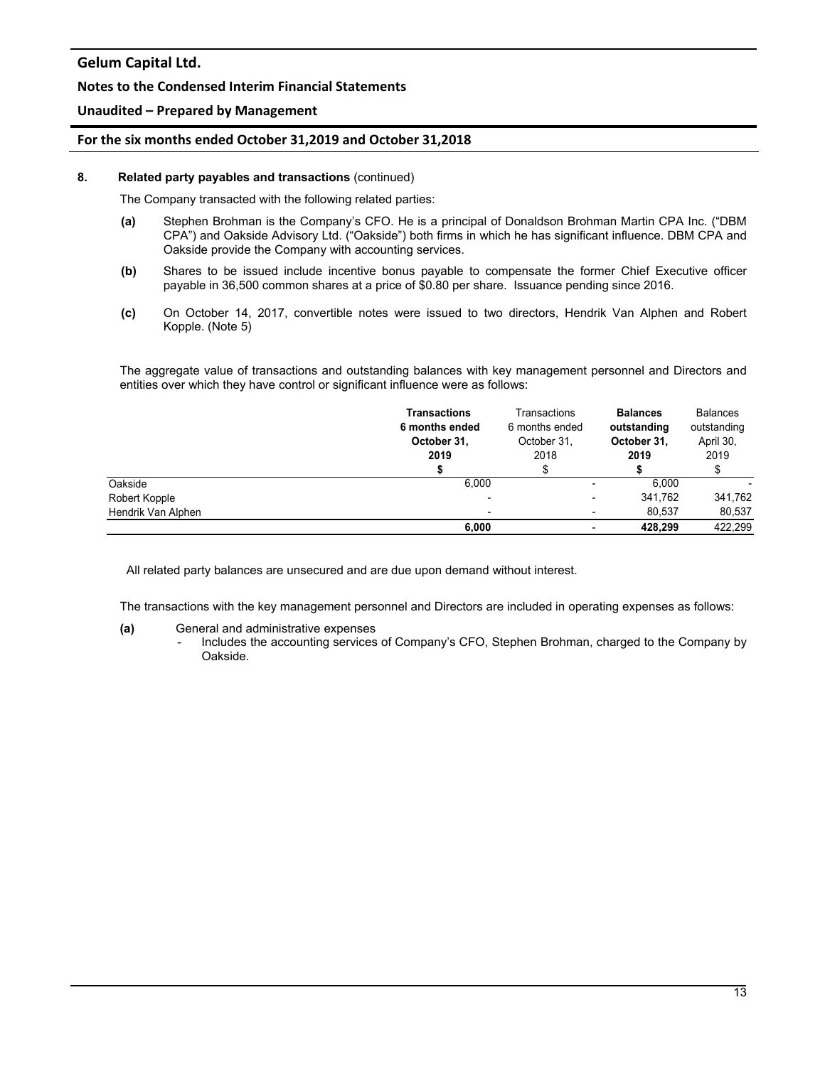**8. Related party payables and transactions** (continued)

The Company transacted with the following related parties:

**(a)** Stephen Brohman is the Company's CFO. He is a principal of Donaldson Brohman Martin CPA Inc. ("DBM CPA") and Oakside Advisory Ltd. ("Oakside") both firms in which he has significant influence. DBM CPA and Oakside provide the Company with accounting services.

**(b)** Shares to be issued include incentive bonus payable to compensate the former Chief Executive officer payable in 36,500 common shares at a price of $0.80 per share. Issuance pending since 2016.

**(c)** On October 14, 2017, convertible notes were issued to two directors, Hendrik Van Alphen and Robert Kopple. (Note 5)

The aggregate value of transactions and outstanding balances with key management personnel and Directors and entities over which they have control or significant influence were as follows:

| | **Transactions 6 months ended October 31, 2019** | Transactions 6 months ended October 31, 2018 | **Balances outstanding October 31, 2019** | Balances outstanding April 30, 2019 |
|---|---|---|---|---|
| | **$** | $ | **$** | $ |
| Oakside | 6,000 | - | 6,000 | - |
| Robert Kopple | - | - | 341,762 | 341,762 |
| Hendrik Van Alphen | - | - | 80,537 | 80,537 |
| | **6,000** | - | **428,299** | 422,299 |

All related party balances are unsecured and are due upon demand without interest.

The transactions with the key management personnel and Directors are included in operating expenses as follows:

**(a)** General and administrative expenses
- Includes the accounting services of Company's CFO, Stephen Brohman, charged to the Company by Oakside.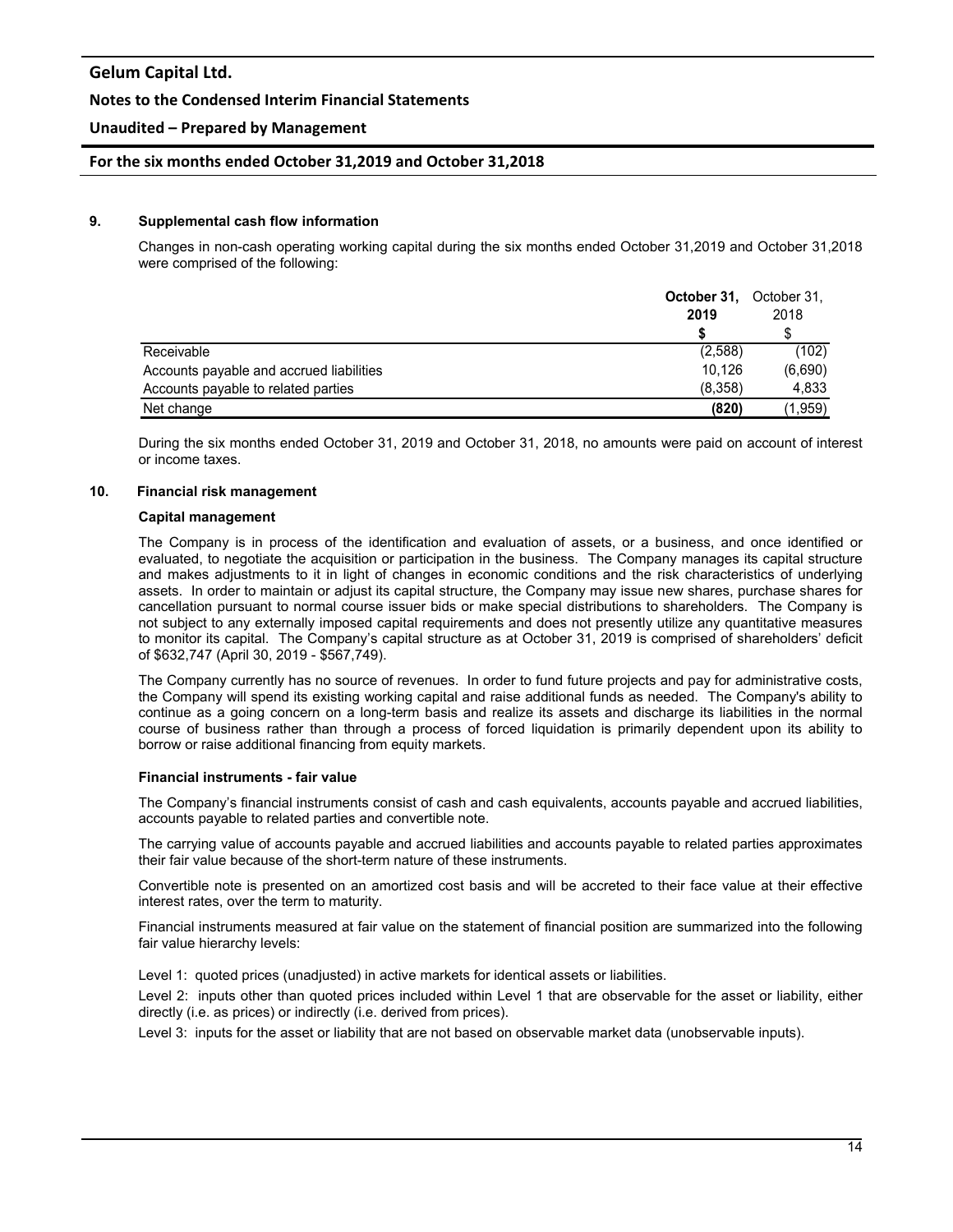## 9. Supplemental cash flow information

Changes in non-cash operating working capital during the six months ended October 31,2019 and October 31,2018 were comprised of the following:

| | **October 31, 2019** | October 31, 2018 |
|---|---|---|
| | **$** | $ |
| Receivable | (2,588) | (102) |
| Accounts payable and accrued liabilities | 10,126 | (6,690) |
| Accounts payable to related parties | (8,358) | 4,833 |
| Net change | **(820)** | (1,959) |

During the six months ended October 31, 2019 and October 31, 2018, no amounts were paid on account of interest or income taxes.

## 10. Financial risk management

### Capital management

The Company is in process of the identification and evaluation of assets, or a business, and once identified or evaluated, to negotiate the acquisition or participation in the business. The Company manages its capital structure and makes adjustments to it in light of changes in economic conditions and the risk characteristics of underlying assets. In order to maintain or adjust its capital structure, the Company may issue new shares, purchase shares for cancellation pursuant to normal course issuer bids or make special distributions to shareholders. The Company is not subject to any externally imposed capital requirements and does not presently utilize any quantitative measures to monitor its capital. The Company's capital structure as at October 31, 2019 is comprised of shareholders' deficit of $632,747 (April 30, 2019 - $567,749).

The Company currently has no source of revenues. In order to fund future projects and pay for administrative costs, the Company will spend its existing working capital and raise additional funds as needed. The Company's ability to continue as a going concern on a long-term basis and realize its assets and discharge its liabilities in the normal course of business rather than through a process of forced liquidation is primarily dependent upon its ability to borrow or raise additional financing from equity markets.

### Financial instruments - fair value

The Company's financial instruments consist of cash and cash equivalents, accounts payable and accrued liabilities, accounts payable to related parties and convertible note.

The carrying value of accounts payable and accrued liabilities and accounts payable to related parties approximates their fair value because of the short-term nature of these instruments.

Convertible note is presented on an amortized cost basis and will be accreted to their face value at their effective interest rates, over the term to maturity.

Financial instruments measured at fair value on the statement of financial position are summarized into the following fair value hierarchy levels:

Level 1: quoted prices (unadjusted) in active markets for identical assets or liabilities.

Level 2: inputs other than quoted prices included within Level 1 that are observable for the asset or liability, either directly (i.e. as prices) or indirectly (i.e. derived from prices).

Level 3: inputs for the asset or liability that are not based on observable market data (unobservable inputs).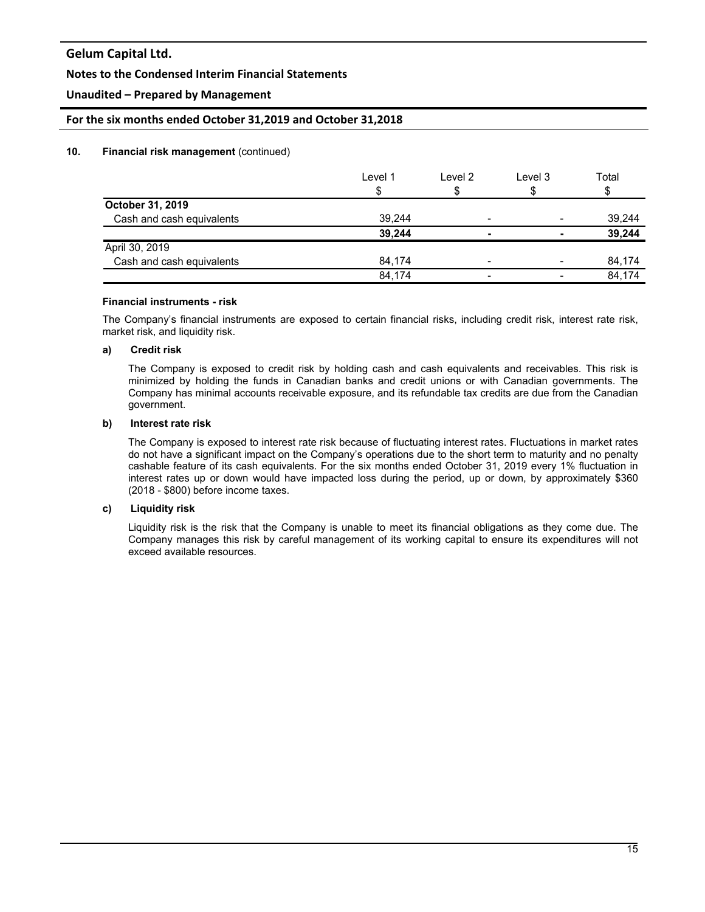**10. Financial risk management** (continued)

| | Level 1<br>$ | Level 2<br>$ | Level 3<br>$ | Total<br>$ |
|---|---|---|---|---|
| **October 31, 2019** | | | | |
| Cash and cash equivalents | 39,244 | - | - | 39,244 |
| | **39,244** | **-** | **-** | **39,244** |
| April 30, 2019 | | | | |
| Cash and cash equivalents | 84,174 | - | - | 84,174 |
| | 84,174 | - | - | 84,174 |

**Financial instruments - risk**

The Company's financial instruments are exposed to certain financial risks, including credit risk, interest rate risk, market risk, and liquidity risk.

**a) Credit risk**

The Company is exposed to credit risk by holding cash and cash equivalents and receivables. This risk is minimized by holding the funds in Canadian banks and credit unions or with Canadian governments. The Company has minimal accounts receivable exposure, and its refundable tax credits are due from the Canadian government.

**b) Interest rate risk**

The Company is exposed to interest rate risk because of fluctuating interest rates. Fluctuations in market rates do not have a significant impact on the Company's operations due to the short term to maturity and no penalty cashable feature of its cash equivalents. For the six months ended October 31, 2019 every 1% fluctuation in interest rates up or down would have impacted loss during the period, up or down, by approximately $360 (2018 - $800) before income taxes.

**c) Liquidity risk**

Liquidity risk is the risk that the Company is unable to meet its financial obligations as they come due. The Company manages this risk by careful management of its working capital to ensure its expenditures will not exceed available resources.